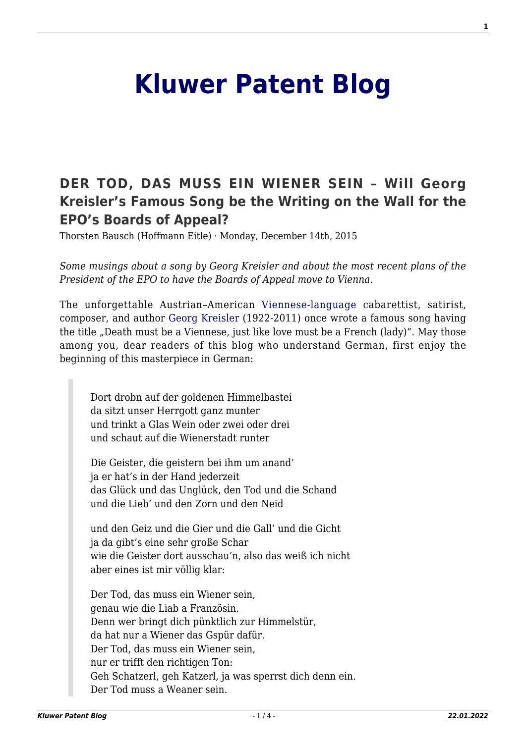# Kluwer Patent Blog

## DER TOD, DAS MUSS EIN WIENER SEIN – Will Georg Kreisler's Famous Song be the Writing on the Wall for the EPO's Boards of Appeal?

Thorsten Bausch (Hoffmann Eitle) · Monday, December 14th, 2015

*Some musings about a song by Georg Kreisler and about the most recent plans of the President of the EPO to have the Boards of Appeal move to Vienna.*

The unforgettable Austrian–American Viennese-language cabarettist, satirist, composer, and author Georg Kreisler (1922-2011) once wrote a famous song having the title „Death must be a Viennese, just like love must be a French (lady)". May those among you, dear readers of this blog who understand German, first enjoy the beginning of this masterpiece in German:

> Dort drobn auf der goldenen Himmelbastei
> da sitzt unser Herrgott ganz munter
> und trinkt a Glas Wein oder zwei oder drei
> und schaut auf die Wienerstadt runter
>
> Die Geister, die geistern bei ihm um anand'
> ja er hat's in der Hand jederzeit
> das Glück und das Unglück, den Tod und die Schand
> und die Lieb' und den Zorn und den Neid
>
> und den Geiz und die Gier und die Gall' und die Gicht
> ja da gibt's eine sehr große Schar
> wie die Geister dort ausschau'n, also das weiß ich nicht
> aber eines ist mir völlig klar:
>
> Der Tod, das muss ein Wiener sein,
> genau wie die Liab a Französin.
> Denn wer bringt dich pünktlich zur Himmelstür,
> da hat nur a Wiener das Gspür dafür.
> Der Tod, das muss ein Wiener sein,
> nur er trifft den richtigen Ton:
> Geh Schatzerl, geh Katzerl, ja was sperrst dich denn ein.
> Der Tod muss a Weaner sein.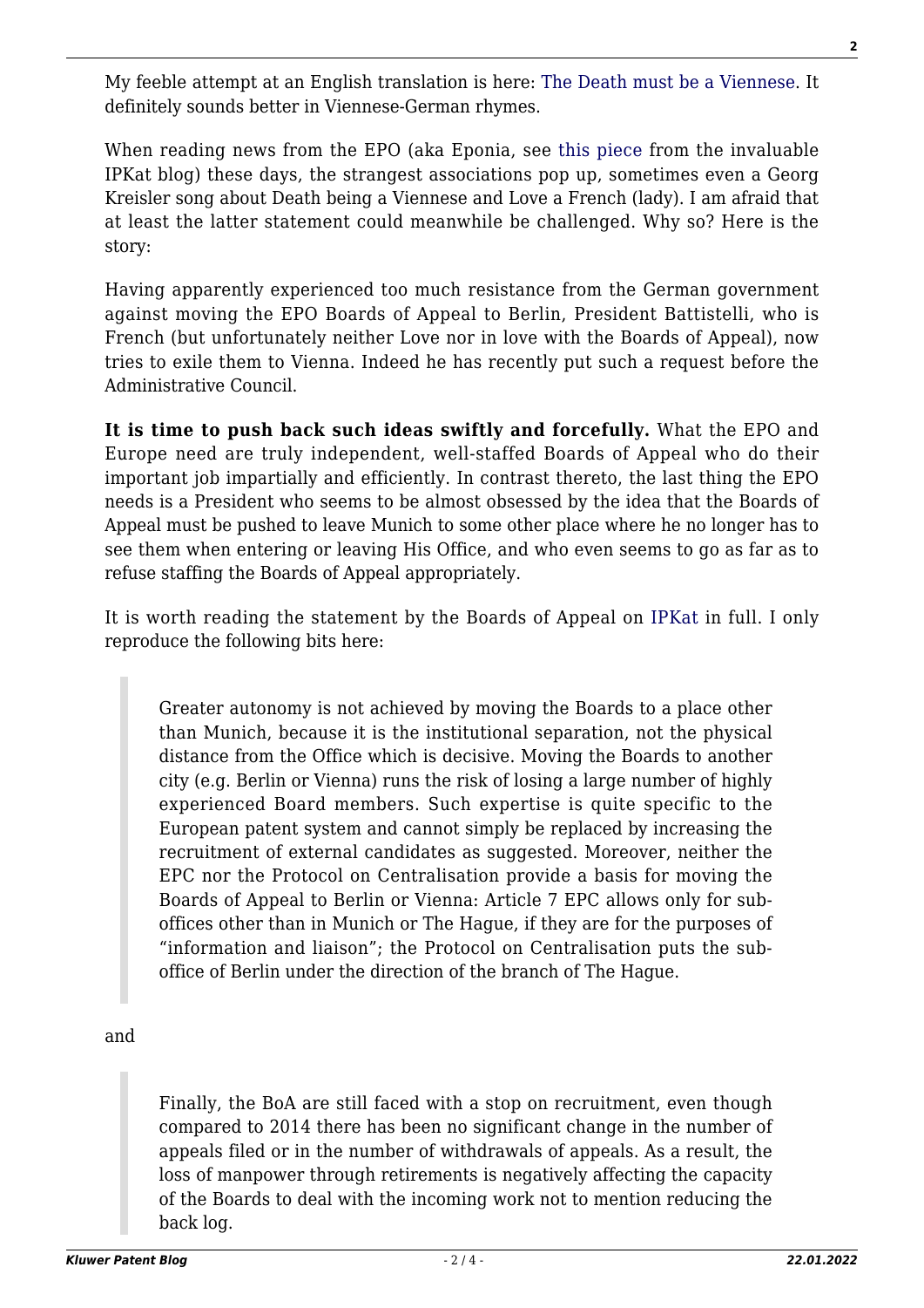My feeble attempt at an English translation is here: The Death must be a Viennese. It definitely sounds better in Viennese-German rhymes.

When reading news from the EPO (aka Eponia, see this piece from the invaluable IPKat blog) these days, the strangest associations pop up, sometimes even a Georg Kreisler song about Death being a Viennese and Love a French (lady). I am afraid that at least the latter statement could meanwhile be challenged. Why so? Here is the story:

Having apparently experienced too much resistance from the German government against moving the EPO Boards of Appeal to Berlin, President Battistelli, who is French (but unfortunately neither Love nor in love with the Boards of Appeal), now tries to exile them to Vienna. Indeed he has recently put such a request before the Administrative Council.

**It is time to push back such ideas swiftly and forcefully.** What the EPO and Europe need are truly independent, well-staffed Boards of Appeal who do their important job impartially and efficiently. In contrast thereto, the last thing the EPO needs is a President who seems to be almost obsessed by the idea that the Boards of Appeal must be pushed to leave Munich to some other place where he no longer has to see them when entering or leaving His Office, and who even seems to go as far as to refuse staffing the Boards of Appeal appropriately.

It is worth reading the statement by the Boards of Appeal on IPKat in full. I only reproduce the following bits here:

> Greater autonomy is not achieved by moving the Boards to a place other than Munich, because it is the institutional separation, not the physical distance from the Office which is decisive. Moving the Boards to another city (e.g. Berlin or Vienna) runs the risk of losing a large number of highly experienced Board members. Such expertise is quite specific to the European patent system and cannot simply be replaced by increasing the recruitment of external candidates as suggested. Moreover, neither the EPC nor the Protocol on Centralisation provide a basis for moving the Boards of Appeal to Berlin or Vienna: Article 7 EPC allows only for sub-offices other than in Munich or The Hague, if they are for the purposes of "information and liaison"; the Protocol on Centralisation puts the sub-office of Berlin under the direction of the branch of The Hague.

and

> Finally, the BoA are still faced with a stop on recruitment, even though compared to 2014 there has been no significant change in the number of appeals filed or in the number of withdrawals of appeals. As a result, the loss of manpower through retirements is negatively affecting the capacity of the Boards to deal with the incoming work not to mention reducing the back log.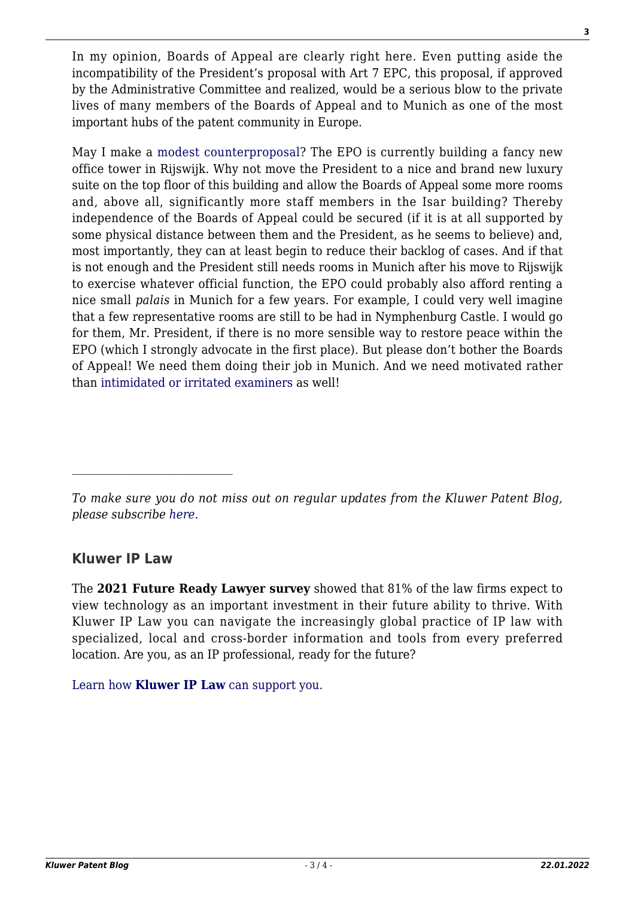In my opinion, Boards of Appeal are clearly right here. Even putting aside the incompatibility of the President's proposal with Art 7 EPC, this proposal, if approved by the Administrative Committee and realized, would be a serious blow to the private lives of many members of the Boards of Appeal and to Munich as one of the most important hubs of the patent community in Europe.

May I make a modest counterproposal? The EPO is currently building a fancy new office tower in Rijswijk. Why not move the President to a nice and brand new luxury suite on the top floor of this building and allow the Boards of Appeal some more rooms and, above all, significantly more staff members in the Isar building? Thereby independence of the Boards of Appeal could be secured (if it is at all supported by some physical distance between them and the President, as he seems to believe) and, most importantly, they can at least begin to reduce their backlog of cases. And if that is not enough and the President still needs rooms in Munich after his move to Rijswijk to exercise whatever official function, the EPO could probably also afford renting a nice small *palais* in Munich for a few years. For example, I could very well imagine that a few representative rooms are still to be had in Nymphenburg Castle. I would go for them, Mr. President, if there is no more sensible way to restore peace within the EPO (which I strongly advocate in the first place). But please don't bother the Boards of Appeal! We need them doing their job in Munich. And we need motivated rather than intimidated or irritated examiners as well!

---

*To make sure you do not miss out on regular updates from the Kluwer Patent Blog, please subscribe here.*

### Kluwer IP Law

The **2021 Future Ready Lawyer survey** showed that 81% of the law firms expect to view technology as an important investment in their future ability to thrive. With Kluwer IP Law you can navigate the increasingly global practice of IP law with specialized, local and cross-border information and tools from every preferred location. Are you, as an IP professional, ready for the future?

Learn how **Kluwer IP Law** can support you.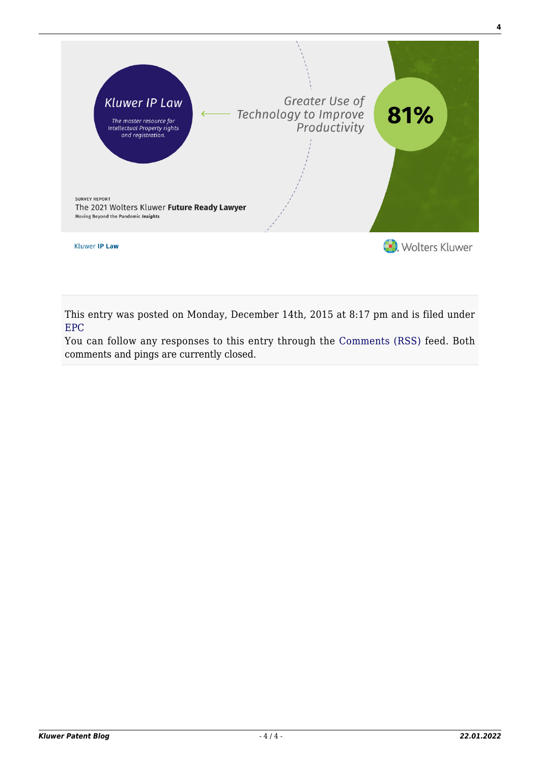Kluwer IP Law

The master resource for Intellectual Property rights and registration.

Greater Use of Technology to Improve Productivity

81%

SURVEY REPORT

The 2021 Wolters Kluwer **Future Ready Lawyer**

Moving Beyond the Pandemic *Insights*

Kluwer **IP Law**

Wolters Kluwer

This entry was posted on Monday, December 14th, 2015 at 8:17 pm and is filed under EPC
You can follow any responses to this entry through the Comments (RSS) feed. Both comments and pings are currently closed.